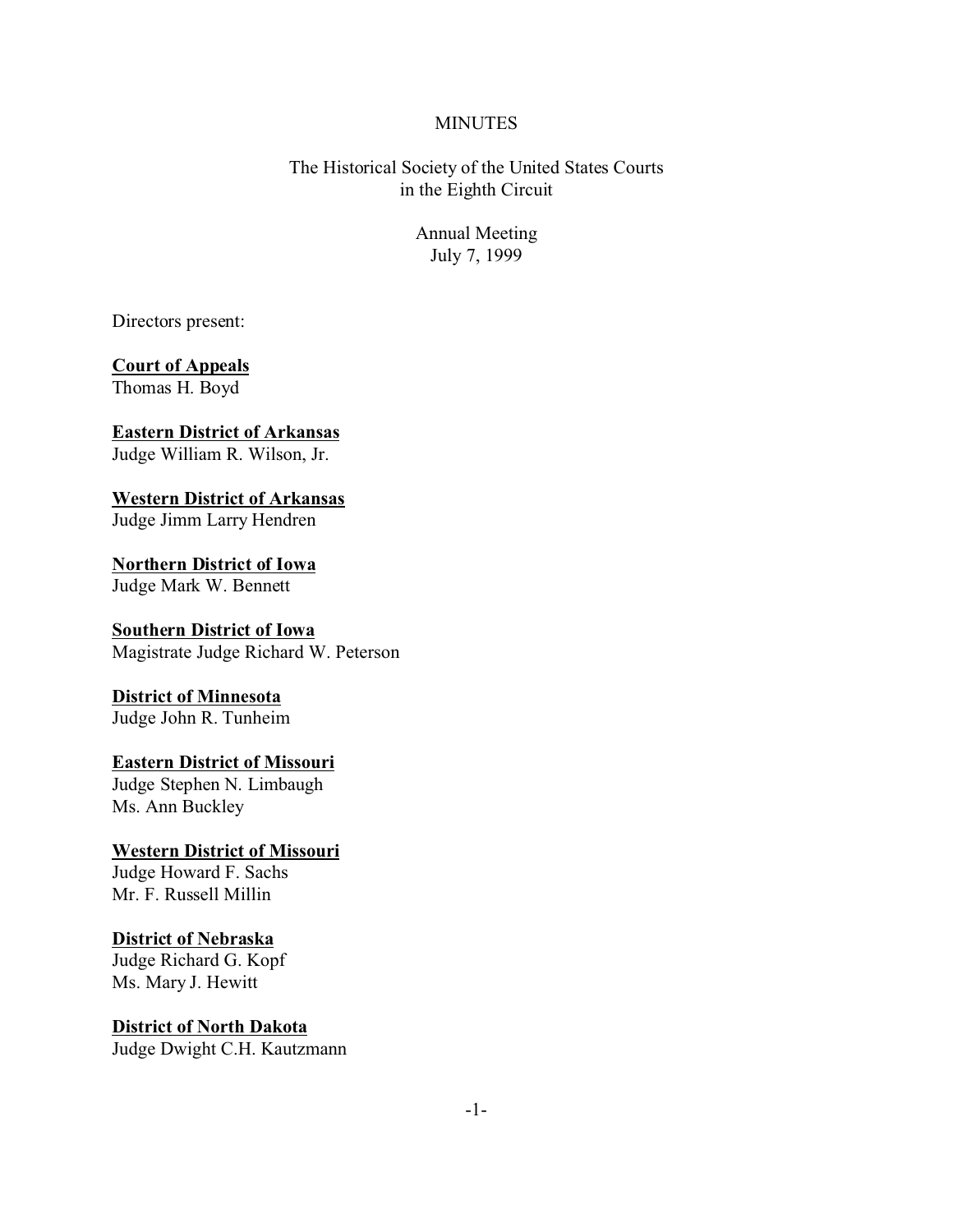# MINUTES

The Historical Society of the United States Courts
in the Eighth Circuit

Annual Meeting
July 7, 1999

Directors present:

**Court of Appeals**
Thomas H. Boyd

**Eastern District of Arkansas**
Judge William R. Wilson, Jr.

**Western District of Arkansas**
Judge Jimm Larry Hendren

**Northern District of Iowa**
Judge Mark W. Bennett

**Southern District of Iowa**
Magistrate Judge Richard W. Peterson

**District of Minnesota**
Judge John R. Tunheim

**Eastern District of Missouri**
Judge Stephen N. Limbaugh
Ms. Ann Buckley

**Western District of Missouri**
Judge Howard F. Sachs
Mr. F. Russell Millin

**District of Nebraska**
Judge Richard G. Kopf
Ms. Mary J. Hewitt

**District of North Dakota**
Judge Dwight C.H. Kautzmann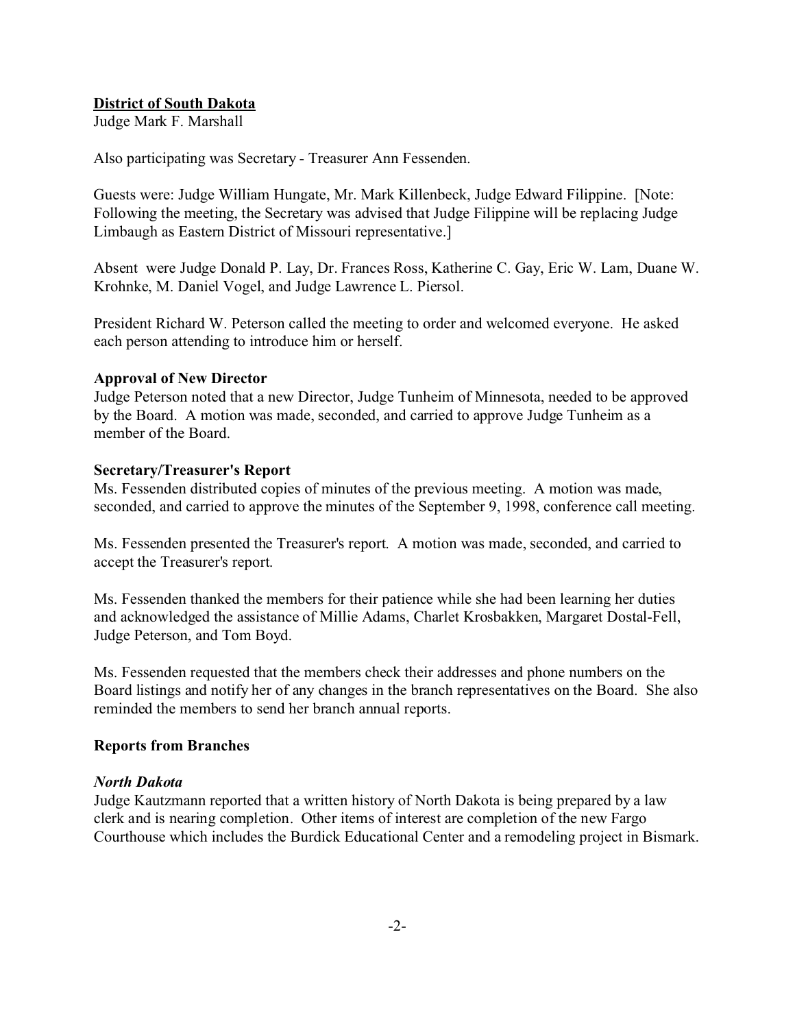**<u>District of South Dakota</u>**
Judge Mark F. Marshall

Also participating was Secretary - Treasurer Ann Fessenden.

Guests were: Judge William Hungate, Mr. Mark Killenbeck, Judge Edward Filippine. [Note: Following the meeting, the Secretary was advised that Judge Filippine will be replacing Judge Limbaugh as Eastern District of Missouri representative.]

Absent were Judge Donald P. Lay, Dr. Frances Ross, Katherine C. Gay, Eric W. Lam, Duane W. Krohnke, M. Daniel Vogel, and Judge Lawrence L. Piersol.

President Richard W. Peterson called the meeting to order and welcomed everyone. He asked each person attending to introduce him or herself.

**Approval of New Director**
Judge Peterson noted that a new Director, Judge Tunheim of Minnesota, needed to be approved by the Board. A motion was made, seconded, and carried to approve Judge Tunheim as a member of the Board.

**Secretary/Treasurer's Report**
Ms. Fessenden distributed copies of minutes of the previous meeting. A motion was made, seconded, and carried to approve the minutes of the September 9, 1998, conference call meeting.

Ms. Fessenden presented the Treasurer's report. A motion was made, seconded, and carried to accept the Treasurer's report.

Ms. Fessenden thanked the members for their patience while she had been learning her duties and acknowledged the assistance of Millie Adams, Charlet Krosbakken, Margaret Dostal-Fell, Judge Peterson, and Tom Boyd.

Ms. Fessenden requested that the members check their addresses and phone numbers on the Board listings and notify her of any changes in the branch representatives on the Board. She also reminded the members to send her branch annual reports.

**Reports from Branches**

***North Dakota***
Judge Kautzmann reported that a written history of North Dakota is being prepared by a law clerk and is nearing completion. Other items of interest are completion of the new Fargo Courthouse which includes the Burdick Educational Center and a remodeling project in Bismark.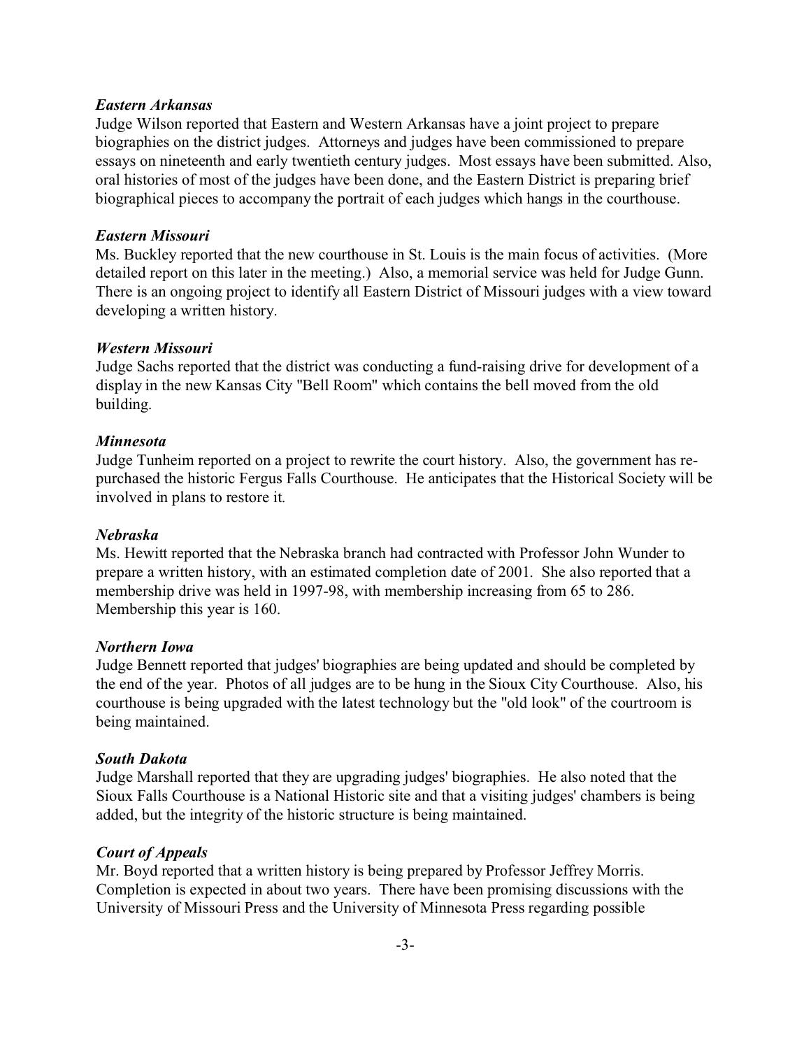*Eastern Arkansas*
Judge Wilson reported that Eastern and Western Arkansas have a joint project to prepare biographies on the district judges. Attorneys and judges have been commissioned to prepare essays on nineteenth and early twentieth century judges. Most essays have been submitted. Also, oral histories of most of the judges have been done, and the Eastern District is preparing brief biographical pieces to accompany the portrait of each judges which hangs in the courthouse.

*Eastern Missouri*
Ms. Buckley reported that the new courthouse in St. Louis is the main focus of activities. (More detailed report on this later in the meeting.) Also, a memorial service was held for Judge Gunn. There is an ongoing project to identify all Eastern District of Missouri judges with a view toward developing a written history.

*Western Missouri*
Judge Sachs reported that the district was conducting a fund-raising drive for development of a display in the new Kansas City "Bell Room" which contains the bell moved from the old building.

*Minnesota*
Judge Tunheim reported on a project to rewrite the court history. Also, the government has re-purchased the historic Fergus Falls Courthouse. He anticipates that the Historical Society will be involved in plans to restore it.

*Nebraska*
Ms. Hewitt reported that the Nebraska branch had contracted with Professor John Wunder to prepare a written history, with an estimated completion date of 2001. She also reported that a membership drive was held in 1997-98, with membership increasing from 65 to 286. Membership this year is 160.

*Northern Iowa*
Judge Bennett reported that judges' biographies are being updated and should be completed by the end of the year. Photos of all judges are to be hung in the Sioux City Courthouse. Also, his courthouse is being upgraded with the latest technology but the "old look" of the courtroom is being maintained.

*South Dakota*
Judge Marshall reported that they are upgrading judges' biographies. He also noted that the Sioux Falls Courthouse is a National Historic site and that a visiting judges' chambers is being added, but the integrity of the historic structure is being maintained.

*Court of Appeals*
Mr. Boyd reported that a written history is being prepared by Professor Jeffrey Morris. Completion is expected in about two years. There have been promising discussions with the University of Missouri Press and the University of Minnesota Press regarding possible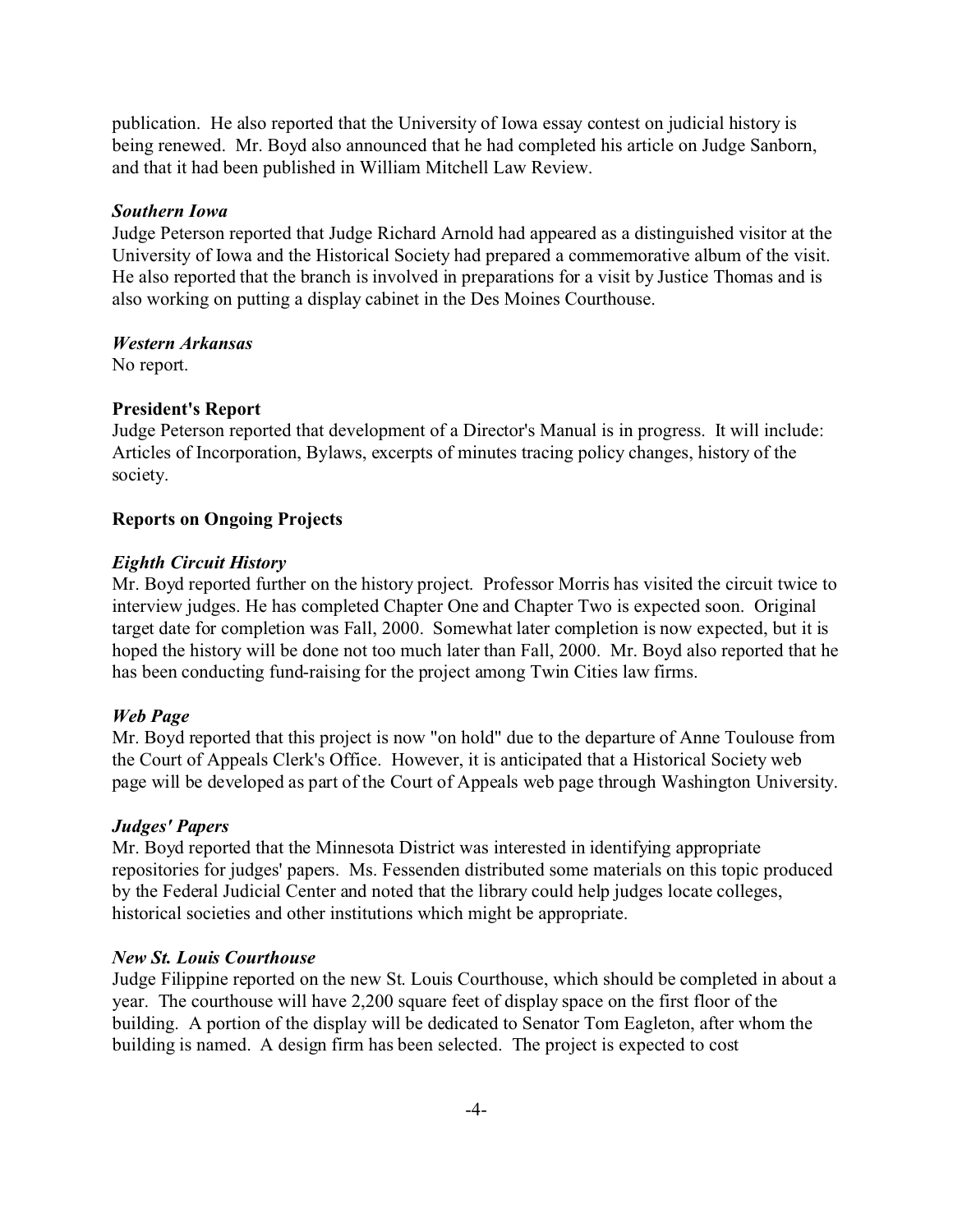publication. He also reported that the University of Iowa essay contest on judicial history is being renewed. Mr. Boyd also announced that he had completed his article on Judge Sanborn, and that it had been published in William Mitchell Law Review.

### *Southern Iowa*

Judge Peterson reported that Judge Richard Arnold had appeared as a distinguished visitor at the University of Iowa and the Historical Society had prepared a commemorative album of the visit. He also reported that the branch is involved in preparations for a visit by Justice Thomas and is also working on putting a display cabinet in the Des Moines Courthouse.

### *Western Arkansas*

No report.

## **President's Report**

Judge Peterson reported that development of a Director's Manual is in progress. It will include: Articles of Incorporation, Bylaws, excerpts of minutes tracing policy changes, history of the society.

## **Reports on Ongoing Projects**

### *Eighth Circuit History*

Mr. Boyd reported further on the history project. Professor Morris has visited the circuit twice to interview judges. He has completed Chapter One and Chapter Two is expected soon. Original target date for completion was Fall, 2000. Somewhat later completion is now expected, but it is hoped the history will be done not too much later than Fall, 2000. Mr. Boyd also reported that he has been conducting fund-raising for the project among Twin Cities law firms.

### *Web Page*

Mr. Boyd reported that this project is now "on hold" due to the departure of Anne Toulouse from the Court of Appeals Clerk's Office. However, it is anticipated that a Historical Society web page will be developed as part of the Court of Appeals web page through Washington University.

### *Judges' Papers*

Mr. Boyd reported that the Minnesota District was interested in identifying appropriate repositories for judges' papers. Ms. Fessenden distributed some materials on this topic produced by the Federal Judicial Center and noted that the library could help judges locate colleges, historical societies and other institutions which might be appropriate.

### *New St. Louis Courthouse*

Judge Filippine reported on the new St. Louis Courthouse, which should be completed in about a year. The courthouse will have 2,200 square feet of display space on the first floor of the building. A portion of the display will be dedicated to Senator Tom Eagleton, after whom the building is named. A design firm has been selected. The project is expected to cost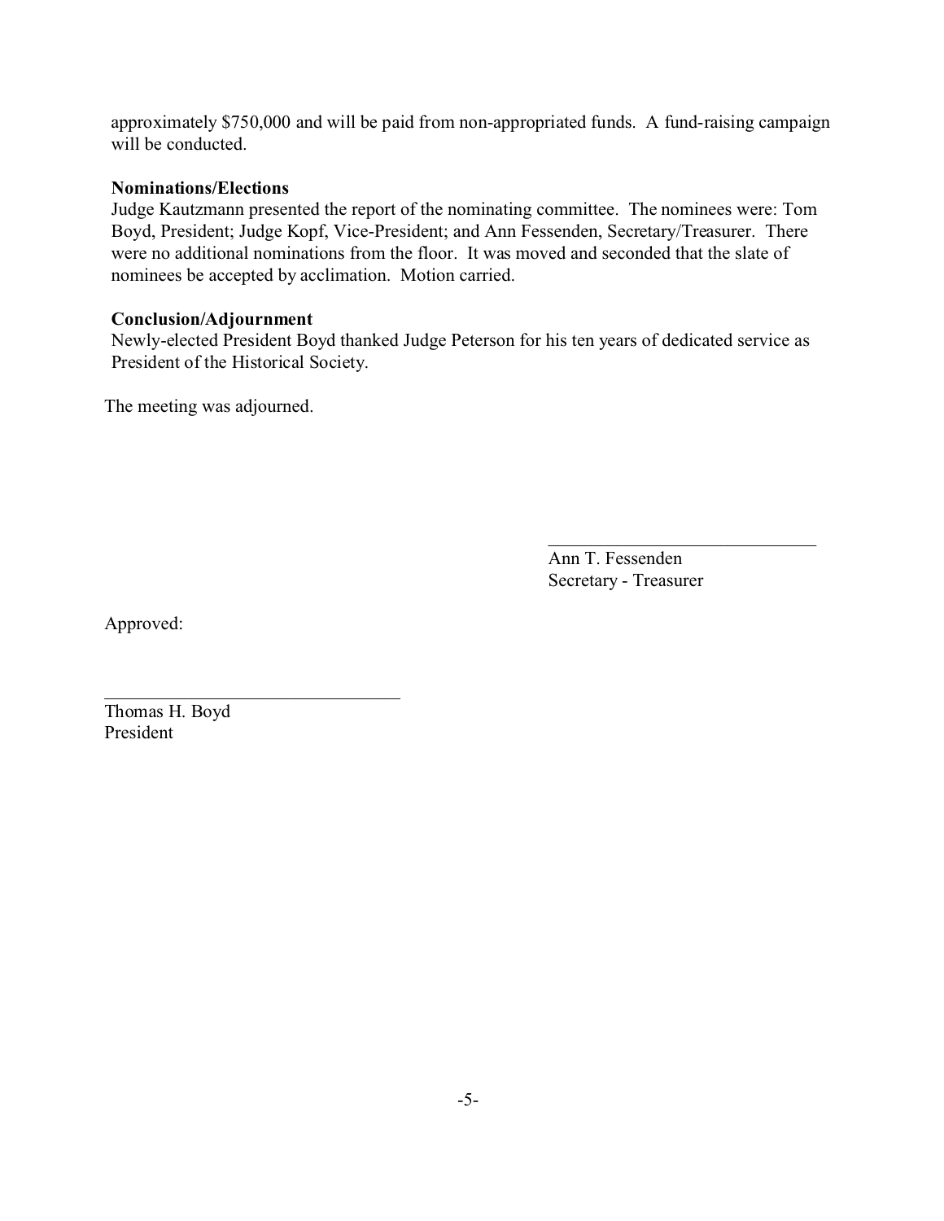approximately $750,000 and will be paid from non-appropriated funds. A fund-raising campaign will be conducted.

**Nominations/Elections**

Judge Kautzmann presented the report of the nominating committee. The nominees were: Tom Boyd, President; Judge Kopf, Vice-President; and Ann Fessenden, Secretary/Treasurer. There were no additional nominations from the floor. It was moved and seconded that the slate of nominees be accepted by acclimation. Motion carried.

**Conclusion/Adjournment**

Newly-elected President Boyd thanked Judge Peterson for his ten years of dedicated service as President of the Historical Society.

The meeting was adjourned.

\_\_\_\_\_\_\_\_\_\_\_\_\_\_\_\_\_\_\_\_\_\_\_\_\_\_\_\_\_\_
Ann T. Fessenden
Secretary - Treasurer

Approved:

\_\_\_\_\_\_\_\_\_\_\_\_\_\_\_\_\_\_\_\_\_\_\_\_\_\_\_\_\_\_
Thomas H. Boyd
President